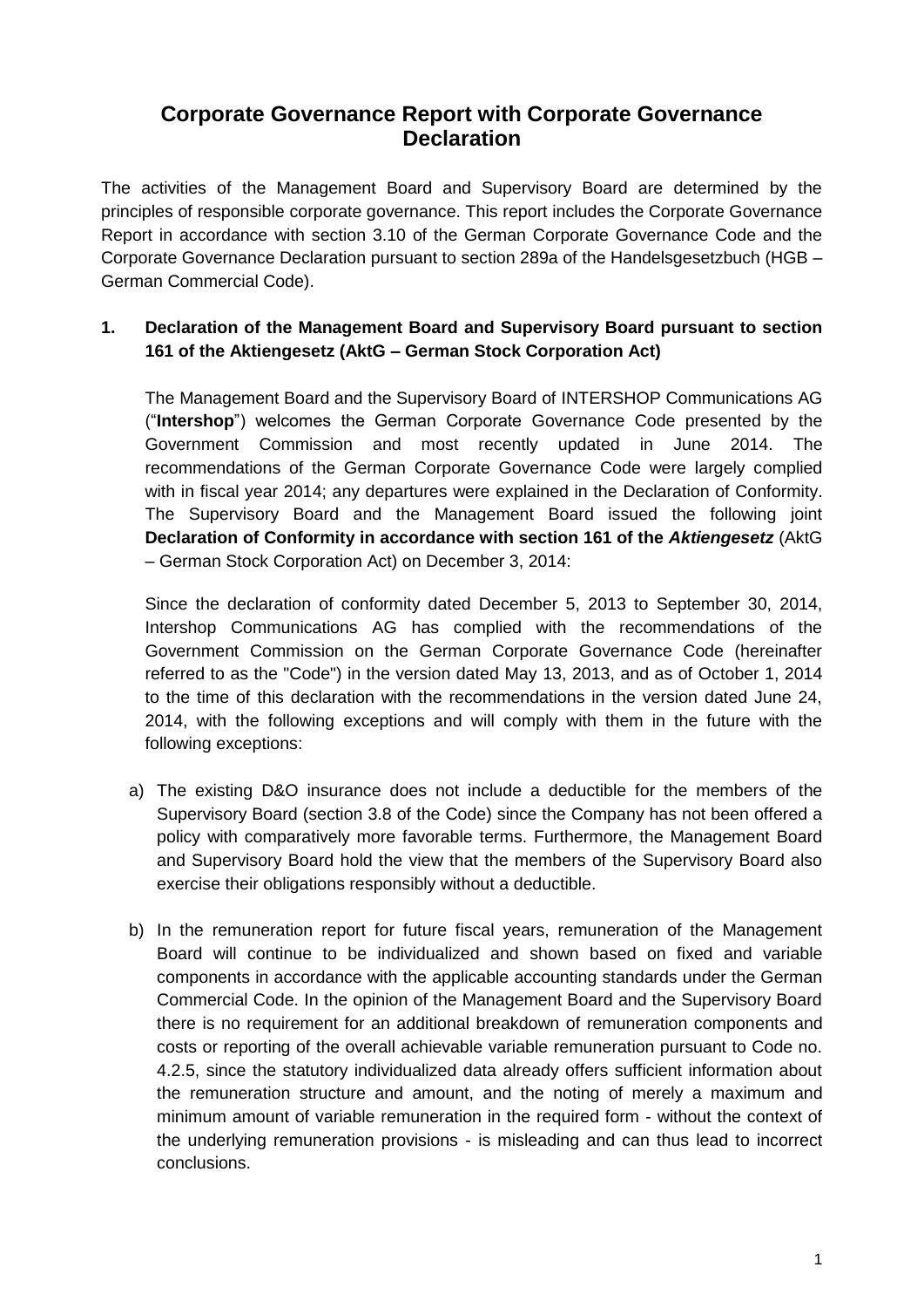# Corporate Governance Report with Corporate Governance Declaration

The activities of the Management Board and Supervisory Board are determined by the principles of responsible corporate governance. This report includes the Corporate Governance Report in accordance with section 3.10 of the German Corporate Governance Code and the Corporate Governance Declaration pursuant to section 289a of the Handelsgesetzbuch (HGB – German Commercial Code).

## 1. Declaration of the Management Board and Supervisory Board pursuant to section 161 of the Aktiengesetz (AktG – German Stock Corporation Act)

The Management Board and the Supervisory Board of INTERSHOP Communications AG ("**Intershop**") welcomes the German Corporate Governance Code presented by the Government Commission and most recently updated in June 2014. The recommendations of the German Corporate Governance Code were largely complied with in fiscal year 2014; any departures were explained in the Declaration of Conformity. The Supervisory Board and the Management Board issued the following joint **Declaration of Conformity in accordance with section 161 of the *Aktiengesetz*** (AktG – German Stock Corporation Act) on December 3, 2014:

Since the declaration of conformity dated December 5, 2013 to September 30, 2014, Intershop Communications AG has complied with the recommendations of the Government Commission on the German Corporate Governance Code (hereinafter referred to as the "Code") in the version dated May 13, 2013, and as of October 1, 2014 to the time of this declaration with the recommendations in the version dated June 24, 2014, with the following exceptions and will comply with them in the future with the following exceptions:

a) The existing D&O insurance does not include a deductible for the members of the Supervisory Board (section 3.8 of the Code) since the Company has not been offered a policy with comparatively more favorable terms. Furthermore, the Management Board and Supervisory Board hold the view that the members of the Supervisory Board also exercise their obligations responsibly without a deductible.

b) In the remuneration report for future fiscal years, remuneration of the Management Board will continue to be individualized and shown based on fixed and variable components in accordance with the applicable accounting standards under the German Commercial Code. In the opinion of the Management Board and the Supervisory Board there is no requirement for an additional breakdown of remuneration components and costs or reporting of the overall achievable variable remuneration pursuant to Code no. 4.2.5, since the statutory individualized data already offers sufficient information about the remuneration structure and amount, and the noting of merely a maximum and minimum amount of variable remuneration in the required form - without the context of the underlying remuneration provisions - is misleading and can thus lead to incorrect conclusions.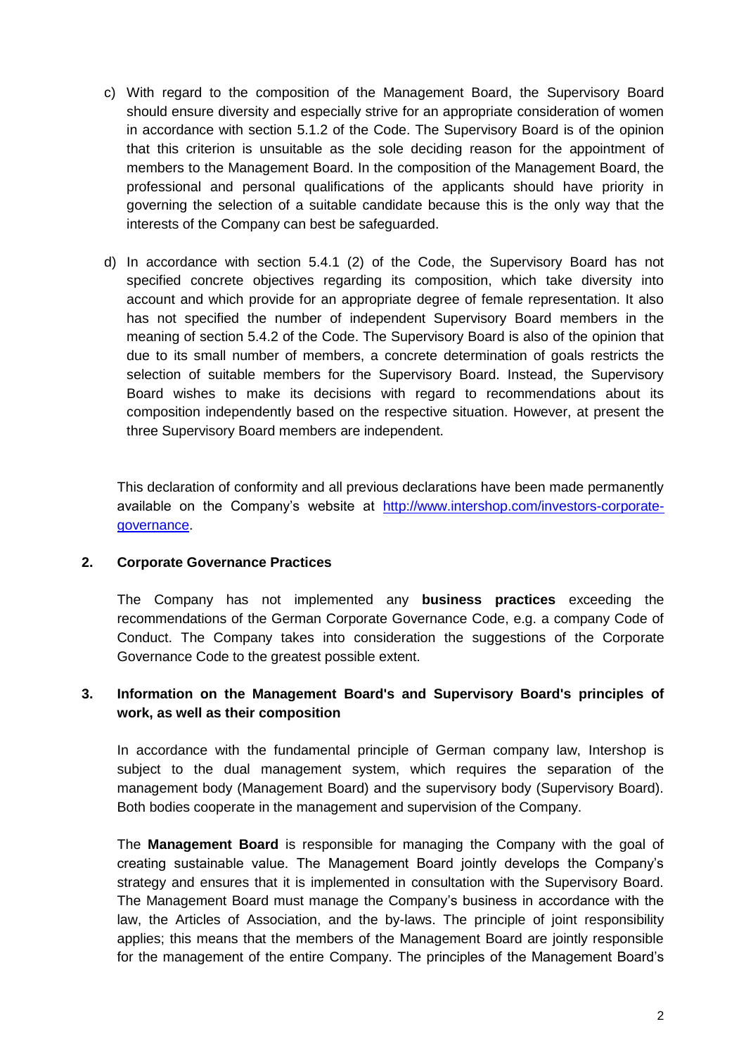c) With regard to the composition of the Management Board, the Supervisory Board should ensure diversity and especially strive for an appropriate consideration of women in accordance with section 5.1.2 of the Code. The Supervisory Board is of the opinion that this criterion is unsuitable as the sole deciding reason for the appointment of members to the Management Board. In the composition of the Management Board, the professional and personal qualifications of the applicants should have priority in governing the selection of a suitable candidate because this is the only way that the interests of the Company can best be safeguarded.

d) In accordance with section 5.4.1 (2) of the Code, the Supervisory Board has not specified concrete objectives regarding its composition, which take diversity into account and which provide for an appropriate degree of female representation. It also has not specified the number of independent Supervisory Board members in the meaning of section 5.4.2 of the Code. The Supervisory Board is also of the opinion that due to its small number of members, a concrete determination of goals restricts the selection of suitable members for the Supervisory Board. Instead, the Supervisory Board wishes to make its decisions with regard to recommendations about its composition independently based on the respective situation. However, at present the three Supervisory Board members are independent.

This declaration of conformity and all previous declarations have been made permanently available on the Company's website at [http://www.intershop.com/investors-corporate-governance](http://www.intershop.com/investors-corporate-governance).

## 2. Corporate Governance Practices

The Company has not implemented any **business practices** exceeding the recommendations of the German Corporate Governance Code, e.g. a company Code of Conduct. The Company takes into consideration the suggestions of the Corporate Governance Code to the greatest possible extent.

## 3. Information on the Management Board's and Supervisory Board's principles of work, as well as their composition

In accordance with the fundamental principle of German company law, Intershop is subject to the dual management system, which requires the separation of the management body (Management Board) and the supervisory body (Supervisory Board). Both bodies cooperate in the management and supervision of the Company.

The **Management Board** is responsible for managing the Company with the goal of creating sustainable value. The Management Board jointly develops the Company's strategy and ensures that it is implemented in consultation with the Supervisory Board. The Management Board must manage the Company's business in accordance with the law, the Articles of Association, and the by-laws. The principle of joint responsibility applies; this means that the members of the Management Board are jointly responsible for the management of the entire Company. The principles of the Management Board's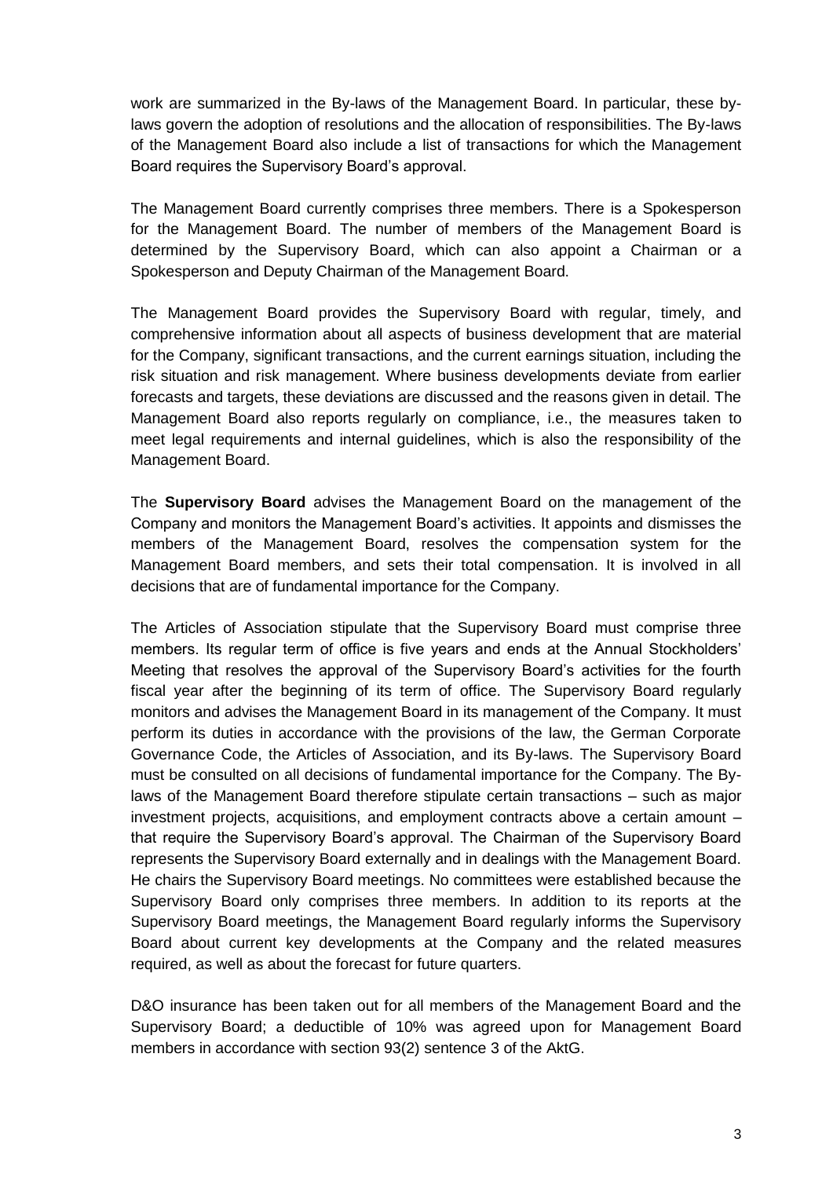work are summarized in the By-laws of the Management Board. In particular, these by-laws govern the adoption of resolutions and the allocation of responsibilities. The By-laws of the Management Board also include a list of transactions for which the Management Board requires the Supervisory Board's approval.

The Management Board currently comprises three members. There is a Spokesperson for the Management Board. The number of members of the Management Board is determined by the Supervisory Board, which can also appoint a Chairman or a Spokesperson and Deputy Chairman of the Management Board.

The Management Board provides the Supervisory Board with regular, timely, and comprehensive information about all aspects of business development that are material for the Company, significant transactions, and the current earnings situation, including the risk situation and risk management. Where business developments deviate from earlier forecasts and targets, these deviations are discussed and the reasons given in detail. The Management Board also reports regularly on compliance, i.e., the measures taken to meet legal requirements and internal guidelines, which is also the responsibility of the Management Board.

The **Supervisory Board** advises the Management Board on the management of the Company and monitors the Management Board's activities. It appoints and dismisses the members of the Management Board, resolves the compensation system for the Management Board members, and sets their total compensation. It is involved in all decisions that are of fundamental importance for the Company.

The Articles of Association stipulate that the Supervisory Board must comprise three members. Its regular term of office is five years and ends at the Annual Stockholders' Meeting that resolves the approval of the Supervisory Board's activities for the fourth fiscal year after the beginning of its term of office. The Supervisory Board regularly monitors and advises the Management Board in its management of the Company. It must perform its duties in accordance with the provisions of the law, the German Corporate Governance Code, the Articles of Association, and its By-laws. The Supervisory Board must be consulted on all decisions of fundamental importance for the Company. The By-laws of the Management Board therefore stipulate certain transactions – such as major investment projects, acquisitions, and employment contracts above a certain amount – that require the Supervisory Board's approval. The Chairman of the Supervisory Board represents the Supervisory Board externally and in dealings with the Management Board. He chairs the Supervisory Board meetings. No committees were established because the Supervisory Board only comprises three members. In addition to its reports at the Supervisory Board meetings, the Management Board regularly informs the Supervisory Board about current key developments at the Company and the related measures required, as well as about the forecast for future quarters.

D&O insurance has been taken out for all members of the Management Board and the Supervisory Board; a deductible of 10% was agreed upon for Management Board members in accordance with section 93(2) sentence 3 of the AktG.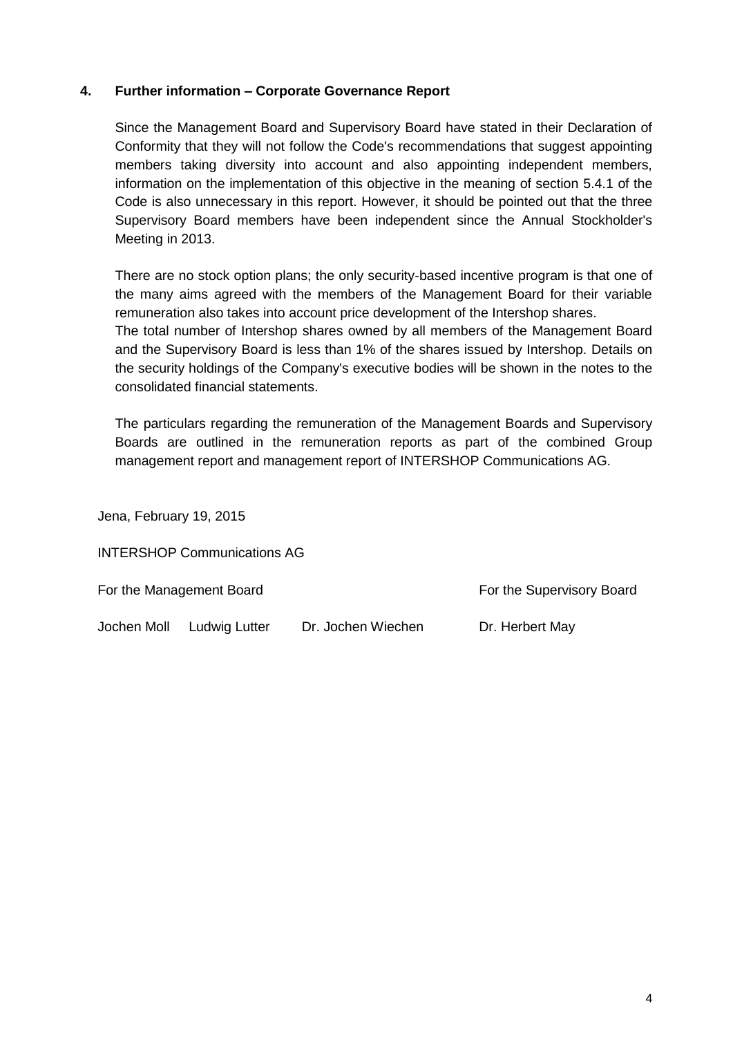## 4. Further information – Corporate Governance Report

Since the Management Board and Supervisory Board have stated in their Declaration of Conformity that they will not follow the Code's recommendations that suggest appointing members taking diversity into account and also appointing independent members, information on the implementation of this objective in the meaning of section 5.4.1 of the Code is also unnecessary in this report. However, it should be pointed out that the three Supervisory Board members have been independent since the Annual Stockholder's Meeting in 2013.

There are no stock option plans; the only security-based incentive program is that one of the many aims agreed with the members of the Management Board for their variable remuneration also takes into account price development of the Intershop shares.
The total number of Intershop shares owned by all members of the Management Board and the Supervisory Board is less than 1% of the shares issued by Intershop. Details on the security holdings of the Company's executive bodies will be shown in the notes to the consolidated financial statements.

The particulars regarding the remuneration of the Management Boards and Supervisory Boards are outlined in the remuneration reports as part of the combined Group management report and management report of INTERSHOP Communications AG.

Jena, February 19, 2015

INTERSHOP Communications AG

| For the Management Board | | | For the Supervisory Board |
|---|---|---|---|
| Jochen Moll | Ludwig Lutter | Dr. Jochen Wiechen | Dr. Herbert May |